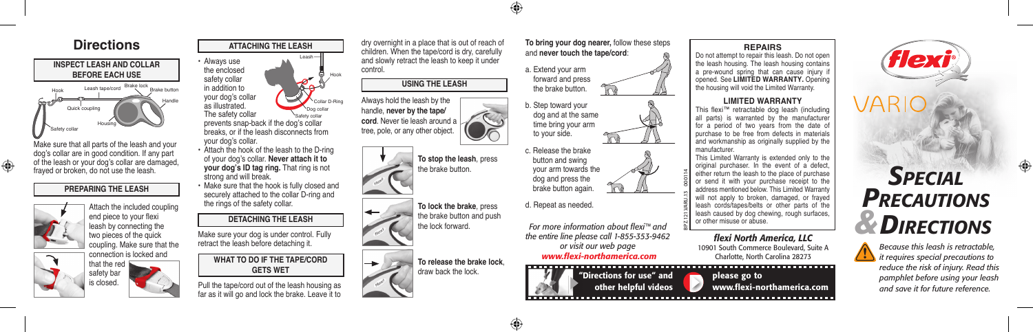# Directions

## INSPECT LEASH AND COLLAR BEFORE EACH USE

Hook · Leash tape/cord · Brake lock · Brake button · Handle · Quick coupling · Housing · Safety collar

Make sure that all parts of the leash and your dog's collar are in good condition. If any part of the leash or your dog's collar are damaged, frayed or broken, do not use the leash.

## PREPARING THE LEASH

Attach the included coupling end piece to your flexi leash by connecting the two pieces of the quick coupling. Make sure that the connection is locked and that the red safety bar is closed.

## ATTACHING THE LEASH

Leash · Hook · Collar D-Ring · Dog collar · Safety collar

- Always use the enclosed safety collar in addition to your dog's collar as illustrated. The safety collar prevents snap-back if the dog's collar breaks, or if the leash disconnects from your dog's collar.
- Attach the hook of the leash to the D-ring of your dog's collar. **Never attach it to your dog's ID tag ring.** That ring is not strong and will break.
- Make sure that the hook is fully closed and securely attached to the collar D-ring and the rings of the safety collar.

## DETACHING THE LEASH

Make sure your dog is under control. Fully retract the leash before detaching it.

## WHAT TO DO IF THE TAPE/CORD GETS WET

Pull the tape/cord out of the leash housing as far as it will go and lock the brake. Leave it to dry overnight in a place that is out of reach of children. When the tape/cord is dry, carefully and slowly retract the leash to keep it under control.

## USING THE LEASH

Always hold the leash by the handle, **never by the tape/cord**. Never tie leash around a tree, pole, or any other object.

**To stop the leash**, press the brake button.

**To lock the brake**, press the brake button and push the lock forward.

**To release the brake lock**, draw back the lock.

**To bring your dog nearer,** follow these steps and **never touch the tape/cord**:

a. Extend your arm forward and press the brake button.

b. Step toward your dog and at the same time bring your arm to your side.

c. Release the brake button and swing your arm towards the dog and press the brake button again.

d. Repeat as needed.

*For more information about flexi™ and the entire line please call 1-855-353-9462 or visit our web page* ***www.flexi-northamerica.com***

**"Directions for use" and other helpful videos** please go to **www.flexi-northamerica.com**

## REPAIRS

Do not attempt to repair this leash. Do not open the leash housing. The leash housing contains a pre-wound spring that can cause injury if opened. See **LIMITED WARRANTY.** Opening the housing will void the Limited Warranty.

## LIMITED WARRANTY

This flexi™ retractable dog leash (including all parts) is warranted by the manufacturer for a period of two years from the date of purchase to be free from defects in materials and workmanship as originally supplied by the manufacturer.

This Limited Warranty is extended only to the original purchaser. In the event of a defect, either return the leash to the place of purchase or send it with your purchase receipt to the address mentioned below. This Limited Warranty will not apply to broken, damaged, or frayed leash cords/tapes/belts or other parts of the leash caused by dog chewing, rough surfaces, or other misuse or abuse.

BPZ 121 VARIU 13 000114

***flexi North America, LLC***
10901 South Commerce Boulevard, Suite A
Charlotte, North Carolina 28273

flexi®

VARIO

# *Special Precautions & Directions*

*Because this leash is retractable, it requires special precautions to reduce the risk of injury. Read this pamphlet before using your leash and save it for future reference.*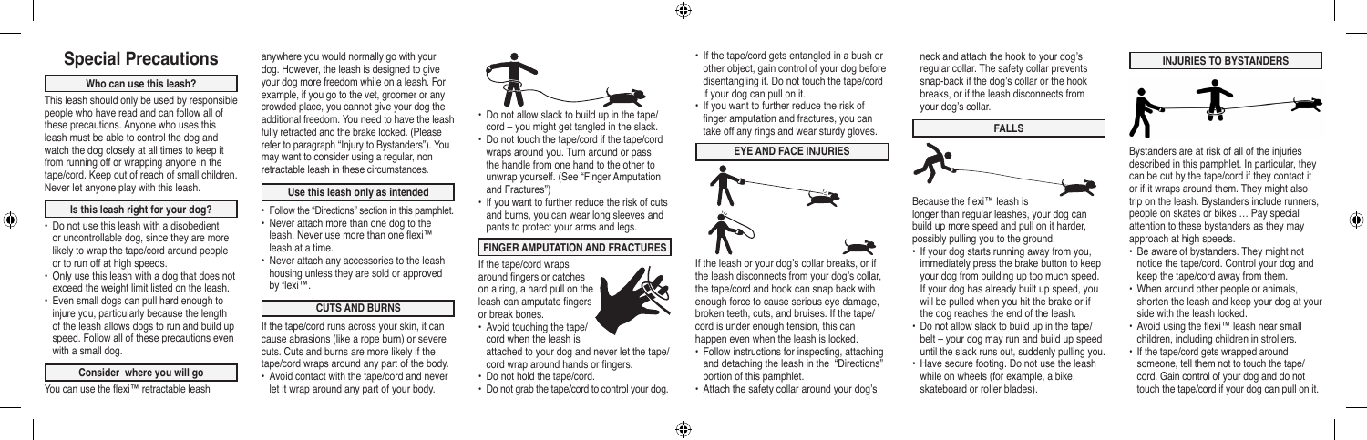# Special Precautions

### Who can use this leash?

This leash should only be used by responsible people who have read and can follow all of these precautions. Anyone who uses this leash must be able to control the dog and watch the dog closely at all times to keep it from running off or wrapping anyone in the tape/cord. Keep out of reach of small children. Never let anyone play with this leash.

### Is this leash right for your dog?

- Do not use this leash with a disobedient or uncontrollable dog, since they are more likely to wrap the tape/cord around people or to run off at high speeds.
- Only use this leash with a dog that does not exceed the weight limit listed on the leash.
- Even small dogs can pull hard enough to injure you, particularly because the length of the leash allows dogs to run and build up speed. Follow all of these precautions even with a small dog.

### Consider where you will go

You can use the flexi™ retractable leash anywhere you would normally go with your dog. However, the leash is designed to give your dog more freedom while on a leash. For example, if you go to the vet, groomer or any crowded place, you cannot give your dog the additional freedom. You need to have the leash fully retracted and the brake locked. (Please refer to paragraph "Injury to Bystanders"). You may want to consider using a regular, non retractable leash in these circumstances.

### Use this leash only as intended

- Follow the "Directions" section in this pamphlet.
- Never attach more than one dog to the leash. Never use more than one flexi™ leash at a time.
- Never attach any accessories to the leash housing unless they are sold or approved by flexi™.

### CUTS AND BURNS

If the tape/cord runs across your skin, it can cause abrasions (like a rope burn) or severe cuts. Cuts and burns are more likely if the tape/cord wraps around any part of the body.

- Avoid contact with the tape/cord and never let it wrap around any part of your body.
- Do not allow slack to build up in the tape/cord – you might get tangled in the slack.
- Do not touch the tape/cord if the tape/cord wraps around you. Turn around or pass the handle from one hand to the other to unwrap yourself. (See "Finger Amputation and Fractures")
- If you want to further reduce the risk of cuts and burns, you can wear long sleeves and pants to protect your arms and legs.

### FINGER AMPUTATION AND FRACTURES

If the tape/cord wraps around fingers or catches on a ring, a hard pull on the leash can amputate fingers or break bones.

- Avoid touching the tape/cord when the leash is attached to your dog and never let the tape/cord wrap around hands or fingers.
- Do not hold the tape/cord.
- Do not grab the tape/cord to control your dog.
- If the tape/cord gets entangled in a bush or other object, gain control of your dog before disentangling it. Do not touch the tape/cord if your dog can pull on it.
- If you want to further reduce the risk of finger amputation and fractures, you can take off any rings and wear sturdy gloves.

### EYE AND FACE INJURIES

If the leash or your dog's collar breaks, or if the leash disconnects from your dog's collar, the tape/cord and hook can snap back with enough force to cause serious eye damage, broken teeth, cuts, and bruises. If the tape/cord is under enough tension, this can happen even when the leash is locked.

- Follow instructions for inspecting, attaching and detaching the leash in the "Directions" portion of this pamphlet.
- Attach the safety collar around your dog's neck and attach the hook to your dog's regular collar. The safety collar prevents snap-back if the dog's collar or the hook breaks, or if the leash disconnects from your dog's collar.

### FALLS

Because the flexi™ leash is longer than regular leashes, your dog can build up more speed and pull on it harder, possibly pulling you to the ground.

- If your dog starts running away from you, immediately press the brake button to keep your dog from building up too much speed. If your dog has already built up speed, you will be pulled when you hit the brake or if the dog reaches the end of the leash.
- Do not allow slack to build up in the tape/belt – your dog may run and build up speed until the slack runs out, suddenly pulling you.
- Have secure footing. Do not use the leash while on wheels (for example, a bike, skateboard or roller blades).

### INJURIES TO BYSTANDERS

Bystanders are at risk of all of the injuries described in this pamphlet. In particular, they can be cut by the tape/cord if they contact it or if it wraps around them. They might also trip on the leash. Bystanders include runners, people on skates or bikes … Pay special attention to these bystanders as they may approach at high speeds.

- Be aware of bystanders. They might not notice the tape/cord. Control your dog and keep the tape/cord away from them.
- When around other people or animals, shorten the leash and keep your dog at your side with the leash locked.
- Avoid using the flexi™ leash near small children, including children in strollers.
- If the tape/cord gets wrapped around someone, tell them not to touch the tape/cord. Gain control of your dog and do not touch the tape/cord if your dog can pull on it.